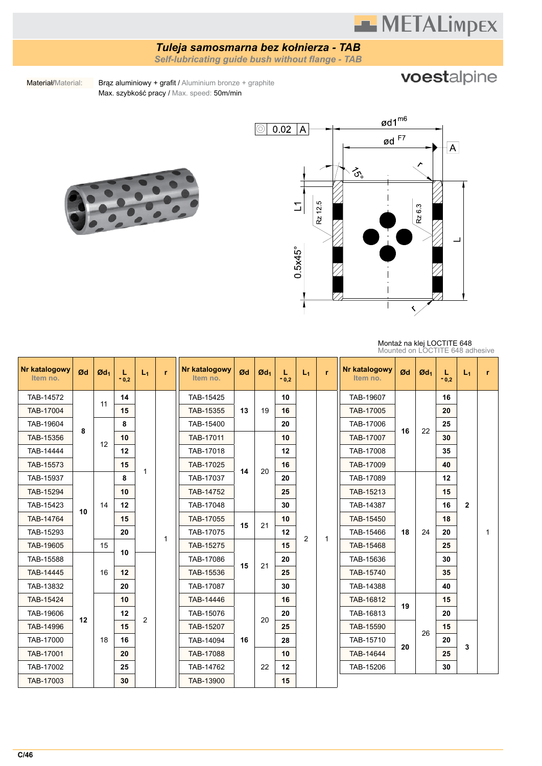# Tuleja samosmarna bez kołnierza - TAB

## *Self-lubricating guide bush without flange - TAB*

**voestalpine**

Materiał/Material: Brąz aluminiowy + grafit / Aluminium bronze + graphite

Max. szybkość pracy / Max. speed: 50m/min

Montaż na klej LOCTITE 648
Mounted on LOCTITE 648 adhesive

| Nr katalogowy / Item no. | Ød | Ø$d_1$ | L $_{-0,2}$ | $L_1$ | r |
|---|---|---|---|---|---|
| TAB-14572 | 8 | 11 | 14 | 1 | 1 |
| TAB-17004 | 8 | 11 | 15 | 1 | 1 |
| TAB-19604 | 8 | 12 | 8 | 1 | 1 |
| TAB-15356 | 8 | 12 | 10 | 1 | 1 |
| TAB-14444 | 8 | 12 | 12 | 1 | 1 |
| TAB-15573 | 8 | 12 | 15 | 1 | 1 |
| TAB-15937 | 10 | 14 | 8 | 1 | 1 |
| TAB-15294 | 10 | 14 | 10 | 1 | 1 |
| TAB-15423 | 10 | 14 | 12 | 1 | 1 |
| TAB-14764 | 10 | 14 | 15 | 1 | 1 |
| TAB-15293 | 10 | 14 | 20 | 1 | 1 |
| TAB-19605 | 10 | 15 | 10 | 1 | 1 |
| TAB-15588 | 12 | 16 | 10 | 2 | 1 |
| TAB-14445 | 12 | 16 | 12 | 2 | 1 |
| TAB-13832 | 12 | 16 | 20 | 2 | 1 |
| TAB-15424 | 12 | 18 | 10 | 2 | 1 |
| TAB-19606 | 12 | 18 | 12 | 2 | 1 |
| TAB-14996 | 12 | 18 | 15 | 2 | 1 |
| TAB-17000 | 12 | 18 | 16 | 2 | 1 |
| TAB-17001 | 12 | 18 | 20 | 2 | 1 |
| TAB-17002 | 12 | 18 | 25 | 2 | 1 |
| TAB-17003 | 12 | 18 | 30 | 2 | 1 |

| Nr katalogowy / Item no. | Ød | Ø$d_1$ | L $_{-0,2}$ | $L_1$ | r |
|---|---|---|---|---|---|
| TAB-15425 | 13 | 19 | 10 | 2 | 1 |
| TAB-15355 | 13 | 19 | 16 | 2 | 1 |
| TAB-15400 | 13 | 19 | 20 | 2 | 1 |
| TAB-17011 | 14 | 20 | 10 | 2 | 1 |
| TAB-17018 | 14 | 20 | 12 | 2 | 1 |
| TAB-17025 | 14 | 20 | 16 | 2 | 1 |
| TAB-17037 | 14 | 20 | 20 | 2 | 1 |
| TAB-14752 | 14 | 20 | 25 | 2 | 1 |
| TAB-17048 | 14 | 20 | 30 | 2 | 1 |
| TAB-17055 | 15 | 21 | 10 | 2 | 1 |
| TAB-17075 | 15 | 21 | 12 | 2 | 1 |
| TAB-15275 | 15 | 21 | 15 | 2 | 1 |
| TAB-17086 | 15 | 21 | 20 | 2 | 1 |
| TAB-15536 | 15 | 21 | 25 | 2 | 1 |
| TAB-17087 | 15 | 21 | 30 | 2 | 1 |
| TAB-14446 | 16 | 20 | 16 | 2 | 1 |
| TAB-15076 | 16 | 20 | 20 | 2 | 1 |
| TAB-15207 | 16 | 20 | 25 | 2 | 1 |
| TAB-14094 | 16 | 20 | 28 | 2 | 1 |
| TAB-17088 | 16 | 22 | 10 | 2 | 1 |
| TAB-14762 | 16 | 22 | 12 | 2 | 1 |
| TAB-13900 | 16 | 22 | 15 | 2 | 1 |

| Nr katalogowy / Item no. | Ød | Ø$d_1$ | L $_{-0,2}$ | $L_1$ | r |
|---|---|---|---|---|---|
| TAB-19607 | 16 | 22 | 16 | 2 | 1 |
| TAB-17005 | 16 | 22 | 20 | 2 | 1 |
| TAB-17006 | 16 | 22 | 25 | 2 | 1 |
| TAB-17007 | 16 | 22 | 30 | 2 | 1 |
| TAB-17008 | 16 | 22 | 35 | 2 | 1 |
| TAB-17009 | 16 | 22 | 40 | 2 | 1 |
| TAB-17089 | 18 | 24 | 12 | 2 | 1 |
| TAB-15213 | 18 | 24 | 15 | 2 | 1 |
| TAB-14387 | 18 | 24 | 16 | 2 | 1 |
| TAB-15450 | 18 | 24 | 18 | 2 | 1 |
| TAB-15466 | 18 | 24 | 20 | 2 | 1 |
| TAB-15468 | 18 | 24 | 25 | 2 | 1 |
| TAB-15636 | 18 | 24 | 30 | 2 | 1 |
| TAB-15740 | 18 | 24 | 35 | 2 | 1 |
| TAB-14388 | 18 | 24 | 40 | 2 | 1 |
| TAB-16812 | 19 | 26 | 15 | 2 | 1 |
| TAB-16813 | 19 | 26 | 20 | 2 | 1 |
| TAB-15590 | 20 | 26 | 15 | 3 | 1 |
| TAB-15710 | 20 | 26 | 20 | 3 | 1 |
| TAB-14644 | 20 | 26 | 25 | 3 | 1 |
| TAB-15206 | 20 | 26 | 30 | 3 | 1 |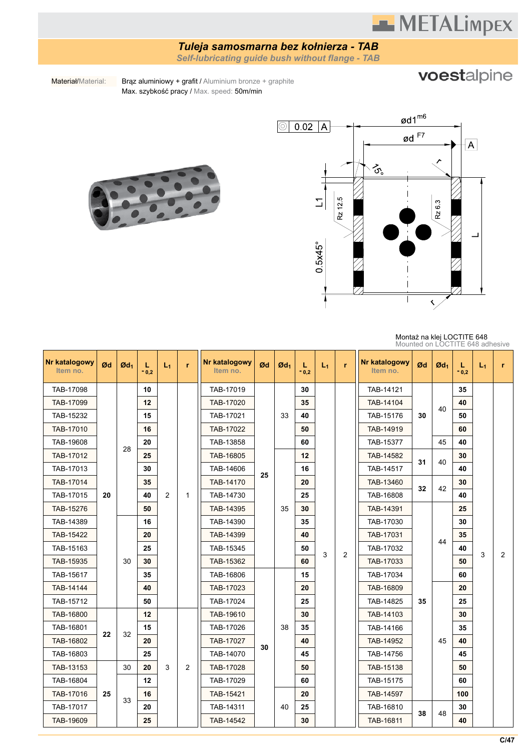# Tuleja samosmarna bez kołnierza - TAB

## Self-lubricating guide bush without flange - TAB

Materiał/Material: Brąz aluminiowy + grafit / Aluminium bronze + graphite

Max. szybkość pracy / Max. speed: 50m/min

Montaż na klej LOCTITE 648
Mounted on LOCTITE 648 adhesive

| Nr katalogowy Item no. | Ød | Ød₁ | L -0,2 | L₁ | r |
|---|---|---|---|---|---|
| TAB-17098 | 20 | 28 | 10 | 2 | 1 |
| TAB-17099 | 20 | 28 | 12 | 2 | 1 |
| TAB-15232 | 20 | 28 | 15 | 2 | 1 |
| TAB-17010 | 20 | 28 | 16 | 2 | 1 |
| TAB-19608 | 20 | 28 | 20 | 2 | 1 |
| TAB-17012 | 20 | 28 | 25 | 2 | 1 |
| TAB-17013 | 20 | 28 | 30 | 2 | 1 |
| TAB-17014 | 20 | 28 | 35 | 2 | 1 |
| TAB-17015 | 20 | 28 | 40 | 2 | 1 |
| TAB-15276 | 20 | 28 | 50 | 2 | 1 |
| TAB-14389 | 20 | 30 | 16 | 2 | 1 |
| TAB-15422 | 20 | 30 | 20 | 2 | 1 |
| TAB-15163 | 20 | 30 | 25 | 2 | 1 |
| TAB-15935 | 20 | 30 | 30 | 2 | 1 |
| TAB-15617 | 20 | 30 | 35 | 2 | 1 |
| TAB-14144 | 20 | 30 | 40 | 2 | 1 |
| TAB-15712 | 20 | 30 | 50 | 2 | 1 |
| TAB-16800 | 22 | 32 | 12 | 3 | 2 |
| TAB-16801 | 22 | 32 | 15 | 3 | 2 |
| TAB-16802 | 22 | 32 | 20 | 3 | 2 |
| TAB-16803 | 22 | 32 | 25 | 3 | 2 |
| TAB-13153 | 25 | 30 | 20 | 3 | 2 |
| TAB-16804 | 25 | 33 | 12 | 3 | 2 |
| TAB-17016 | 25 | 33 | 16 | 3 | 2 |
| TAB-17017 | 25 | 33 | 20 | 3 | 2 |
| TAB-19609 | 25 | 33 | 25 | 3 | 2 |
| TAB-17019 | 25 | 33 | 30 | 3 | 2 |
| TAB-17020 | 25 | 33 | 35 | 3 | 2 |
| TAB-17021 | 25 | 33 | 40 | 3 | 2 |
| TAB-17022 | 25 | 33 | 50 | 3 | 2 |
| TAB-13858 | 25 | 33 | 60 | 3 | 2 |
| TAB-16805 | 25 | 35 | 12 | 3 | 2 |
| TAB-14606 | 25 | 35 | 16 | 3 | 2 |
| TAB-14170 | 25 | 35 | 20 | 3 | 2 |
| TAB-14730 | 25 | 35 | 25 | 3 | 2 |
| TAB-14395 | 25 | 35 | 30 | 3 | 2 |
| TAB-14390 | 25 | 35 | 35 | 3 | 2 |
| TAB-14399 | 25 | 35 | 40 | 3 | 2 |
| TAB-15345 | 25 | 35 | 50 | 3 | 2 |
| TAB-15362 | 25 | 35 | 60 | 3 | 2 |
| TAB-16806 | 30 | 38 | 15 | 3 | 2 |
| TAB-17023 | 30 | 38 | 20 | 3 | 2 |
| TAB-17024 | 30 | 38 | 25 | 3 | 2 |
| TAB-19610 | 30 | 38 | 30 | 3 | 2 |
| TAB-17026 | 30 | 38 | 35 | 3 | 2 |
| TAB-17027 | 30 | 38 | 40 | 3 | 2 |
| TAB-14070 | 30 | 38 | 45 | 3 | 2 |
| TAB-17028 | 30 | 38 | 50 | 3 | 2 |
| TAB-17029 | 30 | 38 | 60 | 3 | 2 |
| TAB-15421 | 30 | 40 | 20 | 3 | 2 |
| TAB-14311 | 30 | 40 | 25 | 3 | 2 |
| TAB-14542 | 30 | 40 | 30 | 3 | 2 |
| TAB-14121 | 30 | 40 | 35 | 3 | 2 |
| TAB-14104 | 30 | 40 | 40 | 3 | 2 |
| TAB-15176 | 30 | 40 | 50 | 3 | 2 |
| TAB-14919 | 30 | 40 | 60 | 3 | 2 |
| TAB-15377 | 30 | 45 | 40 | 3 | 2 |
| TAB-14582 | 31 | 40 | 30 | 3 | 2 |
| TAB-14517 | 31 | 40 | 40 | 3 | 2 |
| TAB-13460 | 32 | 42 | 30 | 3 | 2 |
| TAB-16808 | 32 | 42 | 40 | 3 | 2 |
| TAB-14391 | 35 | 44 | 25 | 3 | 2 |
| TAB-17030 | 35 | 44 | 30 | 3 | 2 |
| TAB-17031 | 35 | 44 | 35 | 3 | 2 |
| TAB-17032 | 35 | 44 | 40 | 3 | 2 |
| TAB-17033 | 35 | 44 | 50 | 3 | 2 |
| TAB-17034 | 35 | 44 | 60 | 3 | 2 |
| TAB-16809 | 35 | 45 | 20 | 3 | 2 |
| TAB-14825 | 35 | 45 | 25 | 3 | 2 |
| TAB-14103 | 35 | 45 | 30 | 3 | 2 |
| TAB-14166 | 35 | 45 | 35 | 3 | 2 |
| TAB-14952 | 35 | 45 | 40 | 3 | 2 |
| TAB-14756 | 35 | 45 | 45 | 3 | 2 |
| TAB-15138 | 35 | 45 | 50 | 3 | 2 |
| TAB-15175 | 35 | 45 | 60 | 3 | 2 |
| TAB-14597 | 35 | 45 | 100 | 3 | 2 |
| TAB-16810 | 38 | 48 | 30 | 3 | 2 |
| TAB-16811 | 38 | 48 | 40 | 3 | 2 |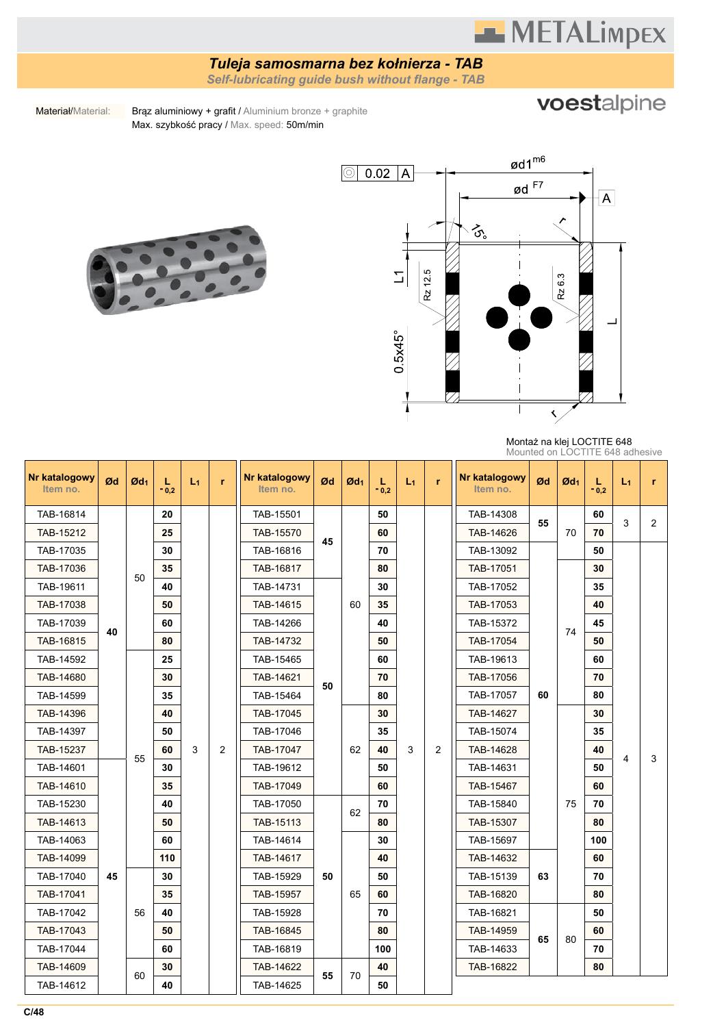# Tuleja samosmarna bez kołnierza - TAB

*Self-lubricating guide bush without flange - TAB*

Materiał/Material: Brąz aluminiowy + grafit / Aluminium bronze + graphite
Max. szybkość pracy / Max. speed: 50m/min

Montaż na klej LOCTITE 648
Mounted on LOCTITE 648 adhesive

| Nr katalogowy Item no. | Ød | Ød1 | L -0,2 | L1 | r |
|---|---|---|---|---|---|
| TAB-16814 | 40 | 50 | 20 | 3 | 2 |
| TAB-15212 | 40 | 50 | 25 | 3 | 2 |
| TAB-17035 | 40 | 50 | 30 | 3 | 2 |
| TAB-17036 | 40 | 50 | 35 | 3 | 2 |
| TAB-19611 | 40 | 50 | 40 | 3 | 2 |
| TAB-17038 | 40 | 50 | 50 | 3 | 2 |
| TAB-17039 | 40 | 50 | 60 | 3 | 2 |
| TAB-16815 | 40 | 50 | 80 | 3 | 2 |
| TAB-14592 | 40 | 55 | 25 | 3 | 2 |
| TAB-14680 | 40 | 55 | 30 | 3 | 2 |
| TAB-14599 | 40 | 55 | 35 | 3 | 2 |
| TAB-14396 | 40 | 55 | 40 | 3 | 2 |
| TAB-14397 | 40 | 55 | 50 | 3 | 2 |
| TAB-15237 | 40 | 55 | 60 | 3 | 2 |
| TAB-14601 | 45 | 55 | 30 | 3 | 2 |
| TAB-14610 | 45 | 55 | 35 | 3 | 2 |
| TAB-15230 | 45 | 55 | 40 | 3 | 2 |
| TAB-14613 | 45 | 55 | 50 | 3 | 2 |
| TAB-14063 | 45 | 55 | 60 | 3 | 2 |
| TAB-14099 | 45 | 55 | 110 | 3 | 2 |
| TAB-17040 | 45 | 56 | 30 | 3 | 2 |
| TAB-17041 | 45 | 56 | 35 | 3 | 2 |
| TAB-17042 | 45 | 56 | 40 | 3 | 2 |
| TAB-17043 | 45 | 56 | 50 | 3 | 2 |
| TAB-17044 | 45 | 56 | 60 | 3 | 2 |
| TAB-14609 | 45 | 60 | 30 | 3 | 2 |
| TAB-14612 | 45 | 60 | 40 | 3 | 2 |
| TAB-15501 | 45 | 60 | 50 | 3 | 2 |
| TAB-15570 | 45 | 60 | 60 | 3 | 2 |
| TAB-16816 | 45 | 60 | 70 | 3 | 2 |
| TAB-16817 | 45 | 60 | 80 | 3 | 2 |
| TAB-14731 | 50 | 60 | 30 | 3 | 2 |
| TAB-14615 | 50 | 60 | 35 | 3 | 2 |
| TAB-14266 | 50 | 60 | 40 | 3 | 2 |
| TAB-14732 | 50 | 60 | 50 | 3 | 2 |
| TAB-15465 | 50 | 60 | 60 | 3 | 2 |
| TAB-14621 | 50 | 60 | 70 | 3 | 2 |
| TAB-15464 | 50 | 60 | 80 | 3 | 2 |
| TAB-17045 | 50 | 62 | 30 | 3 | 2 |
| TAB-17046 | 50 | 62 | 35 | 3 | 2 |
| TAB-17047 | 50 | 62 | 40 | 3 | 2 |
| TAB-19612 | 50 | 62 | 50 | 3 | 2 |
| TAB-17049 | 50 | 62 | 60 | 3 | 2 |
| TAB-17050 | 50 | 62 | 70 | 3 | 2 |
| TAB-15113 | 50 | 62 | 80 | 3 | 2 |
| TAB-14614 | 50 | 65 | 30 | 3 | 2 |
| TAB-14617 | 50 | 65 | 40 | 3 | 2 |
| TAB-15929 | 50 | 65 | 50 | 3 | 2 |
| TAB-15957 | 50 | 65 | 60 | 3 | 2 |
| TAB-15928 | 50 | 65 | 70 | 3 | 2 |
| TAB-16845 | 50 | 65 | 80 | 3 | 2 |
| TAB-16819 | 50 | 65 | 100 | 3 | 2 |
| TAB-14622 | 55 | 70 | 40 | 3 | 2 |
| TAB-14625 | 55 | 70 | 50 | 3 | 2 |
| TAB-14308 | 55 | 70 | 60 | 3 | 2 |
| TAB-14626 | 55 | 70 | 70 | 3 | 2 |
| TAB-13092 | 60 | 70 | 50 | 4 | 3 |
| TAB-17051 | 60 | 74 | 30 | 4 | 3 |
| TAB-17052 | 60 | 74 | 35 | 4 | 3 |
| TAB-17053 | 60 | 74 | 40 | 4 | 3 |
| TAB-15372 | 60 | 74 | 45 | 4 | 3 |
| TAB-17054 | 60 | 74 | 50 | 4 | 3 |
| TAB-19613 | 60 | 74 | 60 | 4 | 3 |
| TAB-17056 | 60 | 74 | 70 | 4 | 3 |
| TAB-17057 | 60 | 74 | 80 | 4 | 3 |
| TAB-14627 | 60 | 75 | 30 | 4 | 3 |
| TAB-15074 | 60 | 75 | 35 | 4 | 3 |
| TAB-14628 | 60 | 75 | 40 | 4 | 3 |
| TAB-14631 | 60 | 75 | 50 | 4 | 3 |
| TAB-15467 | 60 | 75 | 60 | 4 | 3 |
| TAB-15840 | 60 | 75 | 70 | 4 | 3 |
| TAB-15307 | 60 | 75 | 80 | 4 | 3 |
| TAB-15697 | 60 | 75 | 100 | 4 | 3 |
| TAB-14632 | 63 | 75 | 60 | 4 | 3 |
| TAB-15139 | 63 | 75 | 70 | 4 | 3 |
| TAB-16820 | 63 | 75 | 80 | 4 | 3 |
| TAB-16821 | 65 | 80 | 50 | 4 | 3 |
| TAB-14959 | 65 | 80 | 60 | 4 | 3 |
| TAB-14633 | 65 | 80 | 70 | 4 | 3 |
| TAB-16822 | 65 | 80 | 80 | 4 | 3 |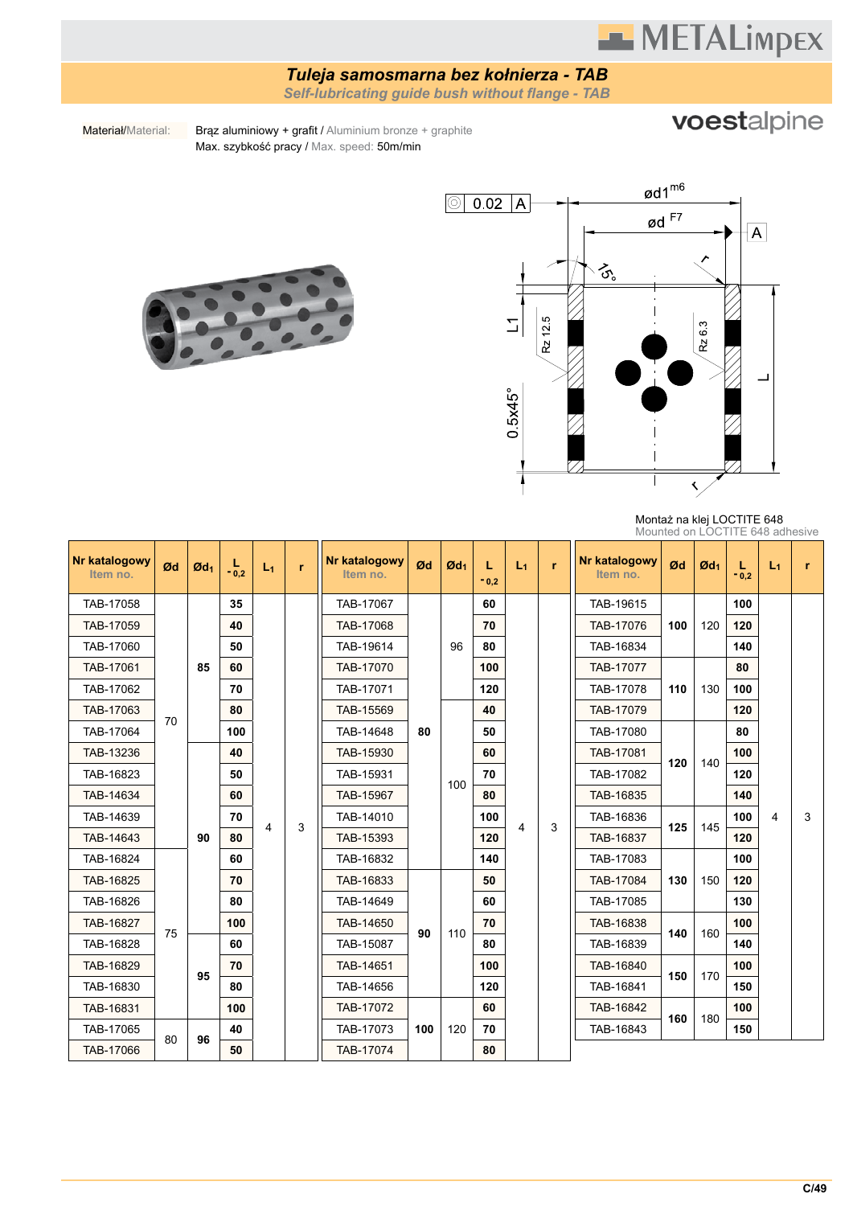# Tuleja samosmarna bez kołnierza - TAB

*Self-lubricating guide bush without flange - TAB*

voestalpine

Materiał/Material: Brąz aluminiowy + grafit / Aluminium bronze + graphite
Max. szybkość pracy / Max. speed: 50m/min

ød1 m6
ød F7
0.02 A
15°
r
L1
Rz 12.5
Rz 6.3
L
0.5x45°

Montaż na klej LOCTITE 648
Mounted on LOCTITE 648 adhesive

| Nr katalogowy Item no. | Ød | Ød₁ | L -0,2 | L₁ | r |
|---|---|---|---|---|---|
| TAB-17058 | 70 | 85 | 35 | 4 | 3 |
| TAB-17059 | 70 | 85 | 40 | 4 | 3 |
| TAB-17060 | 70 | 85 | 50 | 4 | 3 |
| TAB-17061 | 70 | 85 | 60 | 4 | 3 |
| TAB-17062 | 70 | 85 | 70 | 4 | 3 |
| TAB-17063 | 70 | 85 | 80 | 4 | 3 |
| TAB-17064 | 70 | 85 | 100 | 4 | 3 |
| TAB-13236 | 70 | 90 | 40 | 4 | 3 |
| TAB-16823 | 70 | 90 | 50 | 4 | 3 |
| TAB-14634 | 70 | 90 | 60 | 4 | 3 |
| TAB-14639 | 70 | 90 | 70 | 4 | 3 |
| TAB-14643 | 70 | 90 | 80 | 4 | 3 |
| TAB-16824 | 75 | 90 | 60 | 4 | 3 |
| TAB-16825 | 75 | 90 | 70 | 4 | 3 |
| TAB-16826 | 75 | 90 | 80 | 4 | 3 |
| TAB-16827 | 75 | 90 | 100 | 4 | 3 |
| TAB-16828 | 75 | 95 | 60 | 4 | 3 |
| TAB-16829 | 75 | 95 | 70 | 4 | 3 |
| TAB-16830 | 75 | 95 | 80 | 4 | 3 |
| TAB-16831 | 75 | 95 | 100 | 4 | 3 |
| TAB-17065 | 80 | 96 | 40 | 4 | 3 |
| TAB-17066 | 80 | 96 | 50 | 4 | 3 |
| TAB-17067 | 80 | 96 | 60 | 4 | 3 |
| TAB-17068 | 80 | 96 | 70 | 4 | 3 |
| TAB-19614 | 80 | 96 | 80 | 4 | 3 |
| TAB-17070 | 80 | 96 | 100 | 4 | 3 |
| TAB-17071 | 80 | 96 | 120 | 4 | 3 |
| TAB-15569 | 80 | 100 | 40 | 4 | 3 |
| TAB-14648 | 80 | 100 | 50 | 4 | 3 |
| TAB-15930 | 80 | 100 | 60 | 4 | 3 |
| TAB-15931 | 80 | 100 | 70 | 4 | 3 |
| TAB-15967 | 80 | 100 | 80 | 4 | 3 |
| TAB-14010 | 80 | 100 | 100 | 4 | 3 |
| TAB-15393 | 80 | 100 | 120 | 4 | 3 |
| TAB-16832 | 80 | 100 | 140 | 4 | 3 |
| TAB-16833 | 90 | 110 | 50 | 4 | 3 |
| TAB-14649 | 90 | 110 | 60 | 4 | 3 |
| TAB-14650 | 90 | 110 | 70 | 4 | 3 |
| TAB-15087 | 90 | 110 | 80 | 4 | 3 |
| TAB-14651 | 90 | 110 | 100 | 4 | 3 |
| TAB-14656 | 90 | 110 | 120 | 4 | 3 |
| TAB-17072 | 100 | 120 | 60 | 4 | 3 |
| TAB-17073 | 100 | 120 | 70 | 4 | 3 |
| TAB-17074 | 100 | 120 | 80 | 4 | 3 |
| TAB-19615 | 100 | 120 | 100 | 4 | 3 |
| TAB-17076 | 100 | 120 | 120 | 4 | 3 |
| TAB-16834 | 100 | 120 | 140 | 4 | 3 |
| TAB-17077 | 110 | 130 | 80 | 4 | 3 |
| TAB-17078 | 110 | 130 | 100 | 4 | 3 |
| TAB-17079 | 110 | 130 | 120 | 4 | 3 |
| TAB-17080 | 120 | 140 | 80 | 4 | 3 |
| TAB-17081 | 120 | 140 | 100 | 4 | 3 |
| TAB-17082 | 120 | 140 | 120 | 4 | 3 |
| TAB-16835 | 120 | 140 | 140 | 4 | 3 |
| TAB-16836 | 125 | 145 | 100 | 4 | 3 |
| TAB-16837 | 125 | 145 | 120 | 4 | 3 |
| TAB-17083 | 130 | 150 | 100 | 4 | 3 |
| TAB-17084 | 130 | 150 | 120 | 4 | 3 |
| TAB-17085 | 130 | 150 | 130 | 4 | 3 |
| TAB-16838 | 140 | 160 | 100 | 4 | 3 |
| TAB-16839 | 140 | 160 | 140 | 4 | 3 |
| TAB-16840 | 150 | 170 | 100 | 4 | 3 |
| TAB-16841 | 150 | 170 | 150 | 4 | 3 |
| TAB-16842 | 160 | 180 | 100 | 4 | 3 |
| TAB-16843 | 160 | 180 | 150 | 4 | 3 |